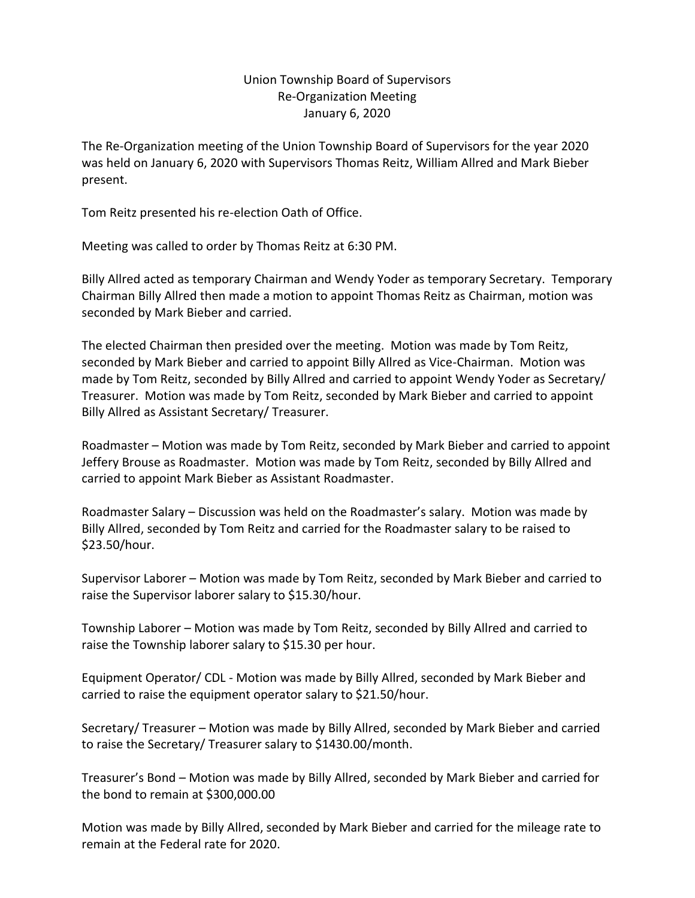# Union Township Board of Supervisors
## Re-Organization Meeting
### January 6, 2020

The Re-Organization meeting of the Union Township Board of Supervisors for the year 2020 was held on January 6, 2020 with Supervisors Thomas Reitz, William Allred and Mark Bieber present.

Tom Reitz presented his re-election Oath of Office.

Meeting was called to order by Thomas Reitz at 6:30 PM.

Billy Allred acted as temporary Chairman and Wendy Yoder as temporary Secretary. Temporary Chairman Billy Allred then made a motion to appoint Thomas Reitz as Chairman, motion was seconded by Mark Bieber and carried.

The elected Chairman then presided over the meeting. Motion was made by Tom Reitz, seconded by Mark Bieber and carried to appoint Billy Allred as Vice-Chairman. Motion was made by Tom Reitz, seconded by Billy Allred and carried to appoint Wendy Yoder as Secretary/ Treasurer. Motion was made by Tom Reitz, seconded by Mark Bieber and carried to appoint Billy Allred as Assistant Secretary/ Treasurer.

Roadmaster – Motion was made by Tom Reitz, seconded by Mark Bieber and carried to appoint Jeffery Brouse as Roadmaster. Motion was made by Tom Reitz, seconded by Billy Allred and carried to appoint Mark Bieber as Assistant Roadmaster.

Roadmaster Salary – Discussion was held on the Roadmaster's salary. Motion was made by Billy Allred, seconded by Tom Reitz and carried for the Roadmaster salary to be raised to $23.50/hour.

Supervisor Laborer – Motion was made by Tom Reitz, seconded by Mark Bieber and carried to raise the Supervisor laborer salary to $15.30/hour.

Township Laborer – Motion was made by Tom Reitz, seconded by Billy Allred and carried to raise the Township laborer salary to $15.30 per hour.

Equipment Operator/ CDL - Motion was made by Billy Allred, seconded by Mark Bieber and carried to raise the equipment operator salary to $21.50/hour.

Secretary/ Treasurer – Motion was made by Billy Allred, seconded by Mark Bieber and carried to raise the Secretary/ Treasurer salary to $1430.00/month.

Treasurer's Bond – Motion was made by Billy Allred, seconded by Mark Bieber and carried for the bond to remain at $300,000.00

Motion was made by Billy Allred, seconded by Mark Bieber and carried for the mileage rate to remain at the Federal rate for 2020.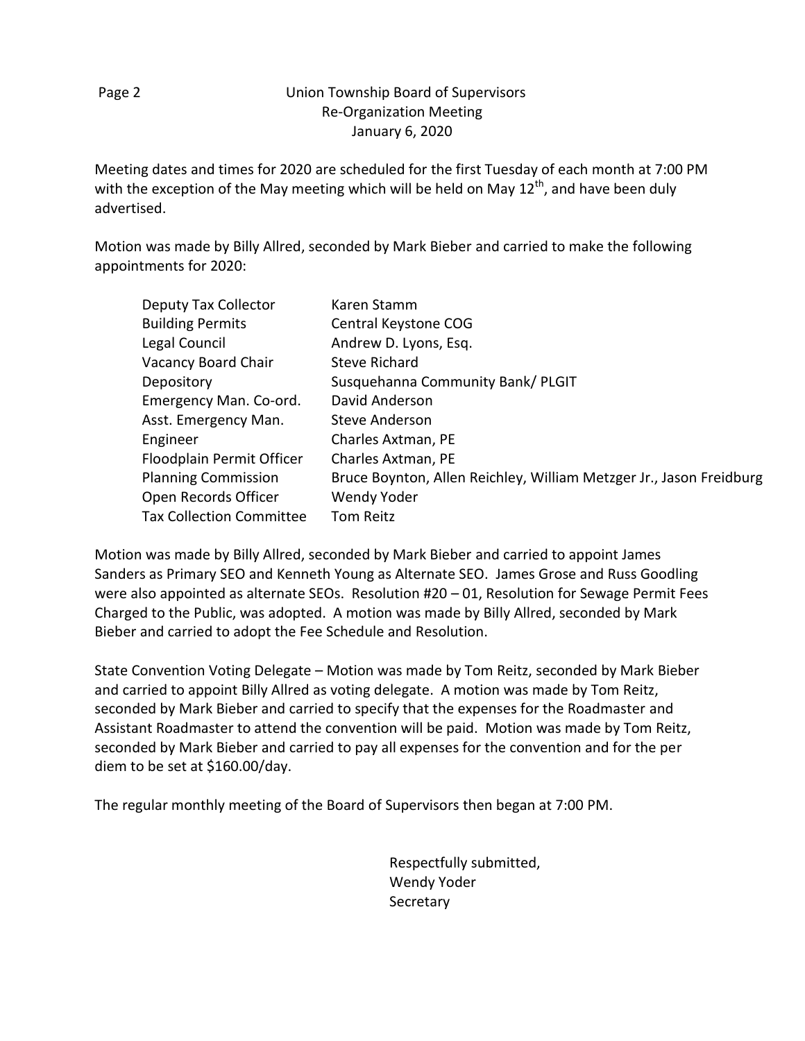Union Township Board of Supervisors
Re-Organization Meeting
January 6, 2020

Meeting dates and times for 2020 are scheduled for the first Tuesday of each month at 7:00 PM with the exception of the May meeting which will be held on May 12th, and have been duly advertised.

Motion was made by Billy Allred, seconded by Mark Bieber and carried to make the following appointments for 2020:

| | |
|---|---|
| Deputy Tax Collector | Karen Stamm |
| Building Permits | Central Keystone COG |
| Legal Council | Andrew D. Lyons, Esq. |
| Vacancy Board Chair | Steve Richard |
| Depository | Susquehanna Community Bank/ PLGIT |
| Emergency Man. Co-ord. | David Anderson |
| Asst. Emergency Man. | Steve Anderson |
| Engineer | Charles Axtman, PE |
| Floodplain Permit Officer | Charles Axtman, PE |
| Planning Commission | Bruce Boynton, Allen Reichley, William Metzger Jr., Jason Freidburg |
| Open Records Officer | Wendy Yoder |
| Tax Collection Committee | Tom Reitz |

Motion was made by Billy Allred, seconded by Mark Bieber and carried to appoint James Sanders as Primary SEO and Kenneth Young as Alternate SEO. James Grose and Russ Goodling were also appointed as alternate SEOs. Resolution #20 – 01, Resolution for Sewage Permit Fees Charged to the Public, was adopted. A motion was made by Billy Allred, seconded by Mark Bieber and carried to adopt the Fee Schedule and Resolution.

State Convention Voting Delegate – Motion was made by Tom Reitz, seconded by Mark Bieber and carried to appoint Billy Allred as voting delegate. A motion was made by Tom Reitz, seconded by Mark Bieber and carried to specify that the expenses for the Roadmaster and Assistant Roadmaster to attend the convention will be paid. Motion was made by Tom Reitz, seconded by Mark Bieber and carried to pay all expenses for the convention and for the per diem to be set at $160.00/day.

The regular monthly meeting of the Board of Supervisors then began at 7:00 PM.

Respectfully submitted,
Wendy Yoder
Secretary